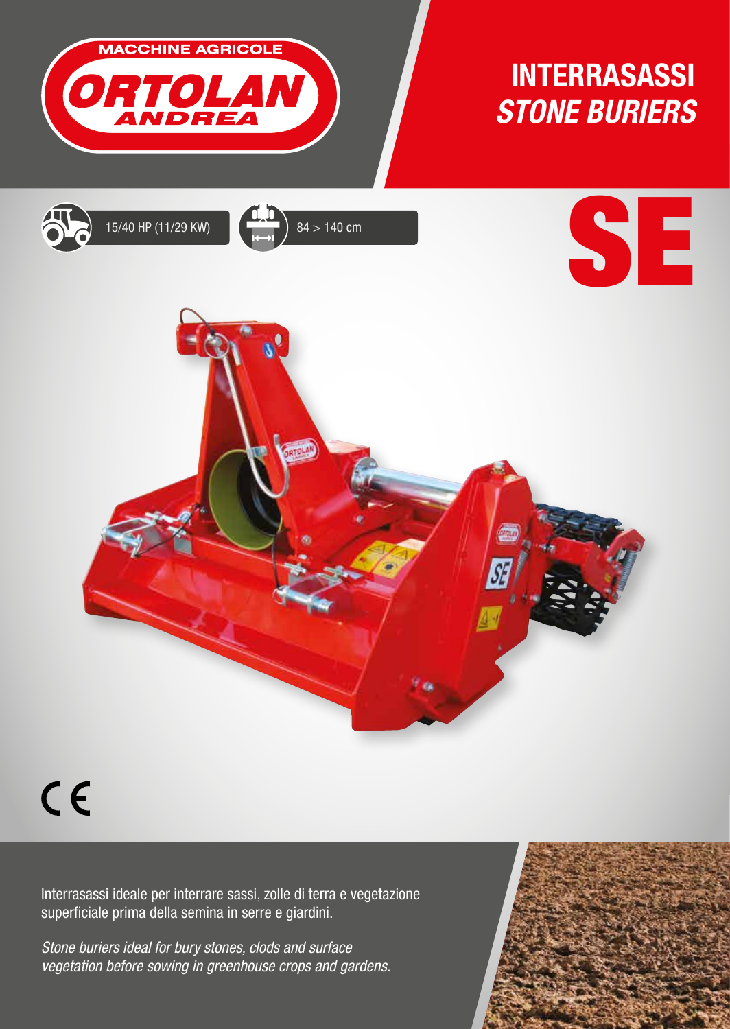MACCHINE AGRICOLE

ORTOLAN ANDREA

# INTERRASASSI
## *STONE BURIERS*

15/40 HP (11/29 KW)

84 > 140 cm

# SE

CE

Interrasassi ideale per interrare sassi, zolle di terra e vegetazione superficiale prima della semina in serre e giardini.

*Stone buriers ideal for bury stones, clods and surface vegetation before sowing in greenhouse crops and gardens.*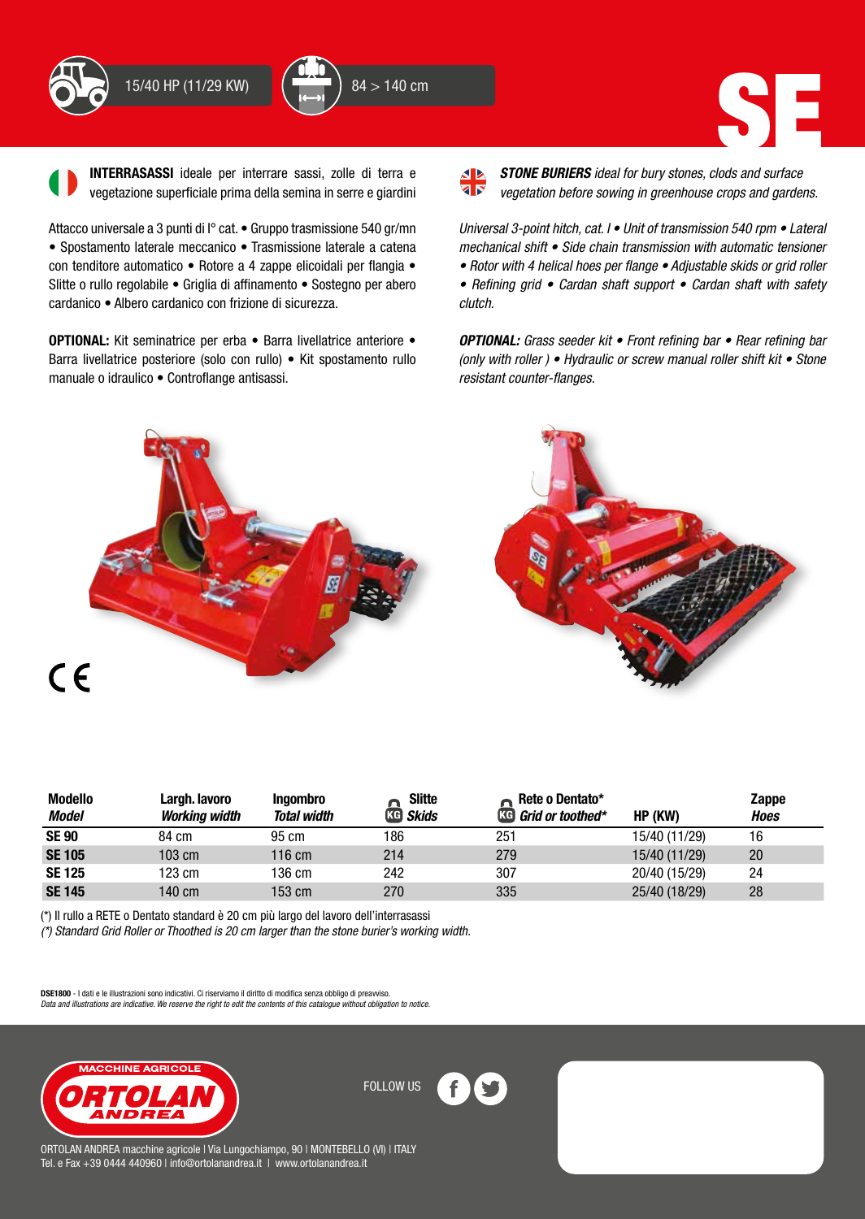15/40 HP (11/29 KW)

84 > 140 cm

# SE

**INTERRASASSI** ideale per interrare sassi, zolle di terra e vegetazione superficiale prima della semina in serre e giardini

Attacco universale a 3 punti di I° cat. • Gruppo trasmissione 540 gr/mn • Spostamento laterale meccanico • Trasmissione laterale a catena con tenditore automatico • Rotore a 4 zappe elicoidali per flangia • Slitte o rullo regolabile • Griglia di affinamento • Sostegno per abero cardanico • Albero cardanico con frizione di sicurezza.

**OPTIONAL:** Kit seminatrice per erba • Barra livellatrice anteriore • Barra livellatrice posteriore (solo con rullo) • Kit spostamento rullo manuale o idraulico • Controflange antisassi.

***STONE BURIERS*** *ideal for bury stones, clods and surface vegetation before sowing in greenhouse crops and gardens.*

*Universal 3-point hitch, cat. I • Unit of transmission 540 rpm • Lateral mechanical shift • Side chain transmission with automatic tensioner • Rotor with 4 helical hoes per flange • Adjustable skids or grid roller • Refining grid • Cardan shaft support • Cardan shaft with safety clutch.*

***OPTIONAL:*** *Grass seeder kit • Front refining bar • Rear refining bar (only with roller ) • Hydraulic or screw manual roller shift kit • Stone resistant counter-flanges.*

CE

| Modello *Model* | Largh. lavoro *Working width* | Ingombro *Total width* | KG Slitte *Skids* | KG Rete o Dentato* *Grid or toothed** | HP (KW) | Zappe *Hoes* |
|---|---|---|---|---|---|---|
| **SE 90** | 84 cm | 95 cm | 186 | 251 | 15/40 (11/29) | 16 |
| **SE 105** | 103 cm | 116 cm | 214 | 279 | 15/40 (11/29) | 20 |
| **SE 125** | 123 cm | 136 cm | 242 | 307 | 20/40 (15/29) | 24 |
| **SE 145** | 140 cm | 153 cm | 270 | 335 | 25/40 (18/29) | 28 |

(*) Il rullo a RETE o Dentato standard è 20 cm più largo del lavoro dell'interrasassi

*(*) Standard Grid Roller or Thoothed is 20 cm larger than the stone burier's working width.*

**DSE1800** - I dati e le illustrazioni sono indicativi. Ci riserviamo il diritto di modifica senza obbligo di preavviso.
*Data and illustrations are indicative. We reserve the right to edit the contents of this catalogue without obligation to notice.*

MACCHINE AGRICOLE ORTOLAN ANDREA

FOLLOW US

ORTOLAN ANDREA macchine agricole | Via Lungochiampo, 90 | MONTEBELLO (VI) | ITALY
Tel. e Fax +39 0444 440960 | info@ortolanandrea.it | www.ortolanandrea.it